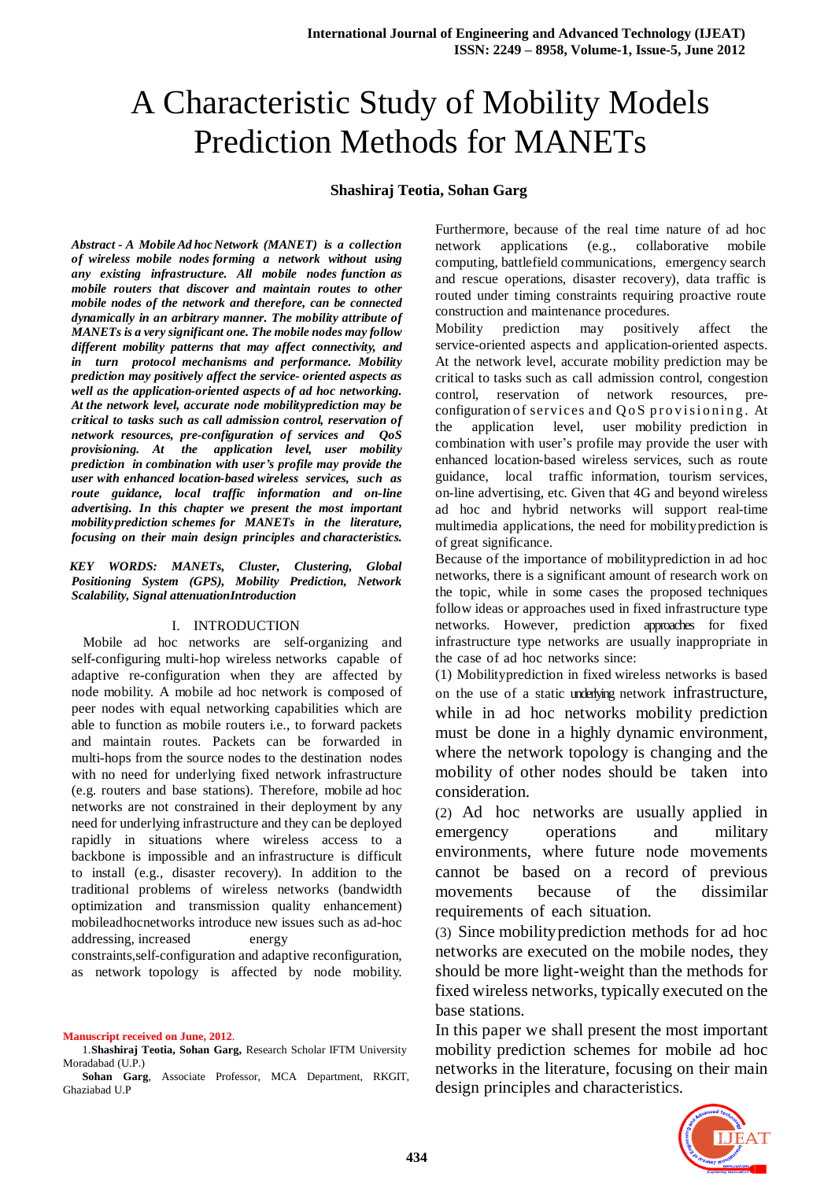# A Characteristic Study of Mobility Models Prediction Methods for MANETs

**Shashiraj Teotia, Sohan Garg**

***Abstract - A Mobile Ad hoc Network (MANET) is a collection of wireless mobile nodes forming a network without using any existing infrastructure. All mobile nodes function as mobile routers that discover and maintain routes to other mobile nodes of the network and therefore, can be connected dynamically in an arbitrary manner. The mobility attribute of MANETs is a very significant one. The mobile nodes may follow different mobility patterns that may affect connectivity, and in turn protocol mechanisms and performance. Mobility prediction may positively affect the service- oriented aspects as well as the application-oriented aspects of ad hoc networking. At the network level, accurate node mobilityprediction may be critical to tasks such as call admission control, reservation of network resources, pre-configuration of services and QoS provisioning. At the application level, user mobility prediction in combination with user's profile may provide the user with enhanced location-based wireless services, such as route guidance, local traffic information and on-line advertising. In this chapter we present the most important mobilityprediction schemes for MANETs in the literature, focusing on their main design principles and characteristics.***

***KEY WORDS: MANETs, Cluster, Clustering, Global Positioning System (GPS), Mobility Prediction, Network Scalability, Signal attenuationIntroduction***

## I. INTRODUCTION

Mobile ad hoc networks are self-organizing and self-configuring multi-hop wireless networks capable of adaptive re-configuration when they are affected by node mobility. A mobile ad hoc network is composed of peer nodes with equal networking capabilities which are able to function as mobile routers i.e., to forward packets and maintain routes. Packets can be forwarded in multi-hops from the source nodes to the destination nodes with no need for underlying fixed network infrastructure (e.g. routers and base stations). Therefore, mobile ad hoc networks are not constrained in their deployment by any need for underlying infrastructure and they can be deployed rapidly in situations where wireless access to a backbone is impossible and an infrastructure is difficult to install (e.g., disaster recovery). In addition to the traditional problems of wireless networks (bandwidth optimization and transmission quality enhancement) mobileadhocnetworks introduce new issues such as ad-hoc addressing, increased energy constraints,self-configuration and adaptive reconfiguration, as network topology is affected by node mobility. Furthermore, because of the real time nature of ad hoc network applications (e.g., collaborative mobile computing, battlefield communications, emergency search and rescue operations, disaster recovery), data traffic is routed under timing constraints requiring proactive route construction and maintenance procedures.

Mobility prediction may positively affect the service-oriented aspects and application-oriented aspects. At the network level, accurate mobility prediction may be critical to tasks such as call admission control, congestion control, reservation of network resources, pre-configuration of services and QoS provisioning. At the application level, user mobility prediction in combination with user's profile may provide the user with enhanced location-based wireless services, such as route guidance, local traffic information, tourism services, on-line advertising, etc. Given that 4G and beyond wireless ad hoc and hybrid networks will support real-time multimedia applications, the need for mobilityprediction is of great significance.

Because of the importance of mobilityprediction in ad hoc networks, there is a significant amount of research work on the topic, while in some cases the proposed techniques follow ideas or approaches used in fixed infrastructure type networks. However, prediction approaches for fixed infrastructure type networks are usually inappropriate in the case of ad hoc networks since:

(1) Mobilityprediction in fixed wireless networks is based on the use of a static underlying network infrastructure, while in ad hoc networks mobility prediction must be done in a highly dynamic environment, where the network topology is changing and the mobility of other nodes should be taken into consideration.

(2) Ad hoc networks are usually applied in emergency operations and military environments, where future node movements cannot be based on a record of previous movements because of the dissimilar requirements of each situation.

(3) Since mobilityprediction methods for ad hoc networks are executed on the mobile nodes, they should be more light-weight than the methods for fixed wireless networks, typically executed on the base stations.

In this paper we shall present the most important mobility prediction schemes for mobile ad hoc networks in the literature, focusing on their main design principles and characteristics.

Manuscript received on June, 2012.

1.**Shashiraj Teotia, Sohan Garg,** Research Scholar IFTM University Moradabad (U.P.)

**Sohan Garg**, Associate Professor, MCA Department, RKGIT, Ghaziabad U.P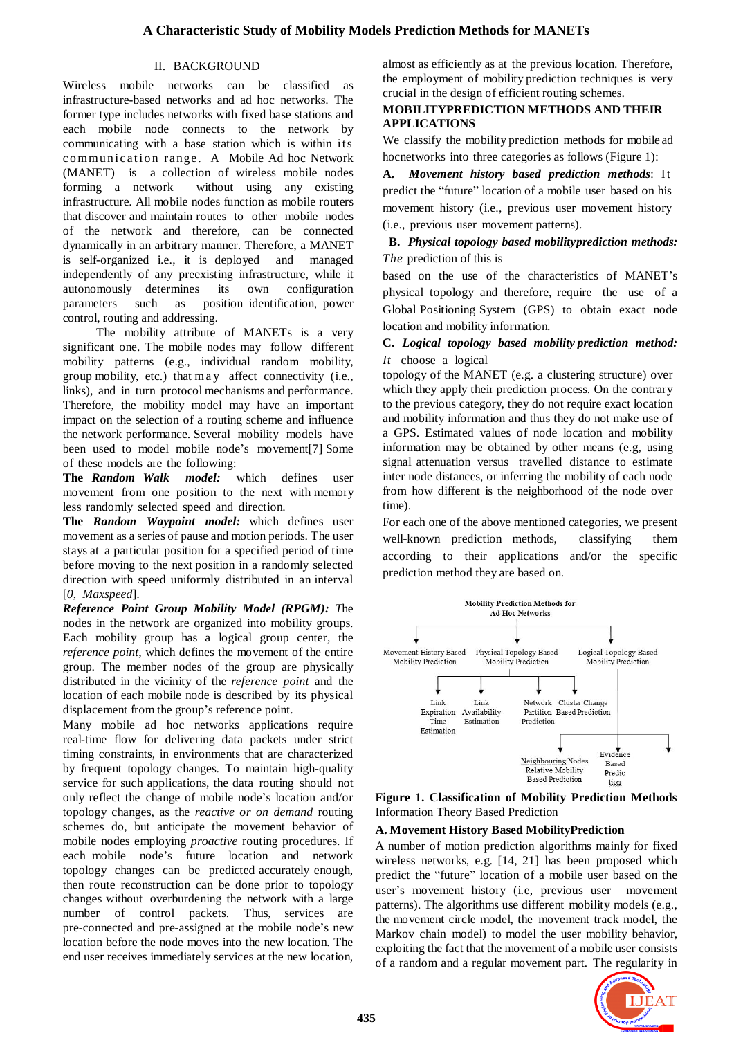## II. BACKGROUND

Wireless mobile networks can be classified as infrastructure-based networks and ad hoc networks. The former type includes networks with fixed base stations and each mobile node connects to the network by communicating with a base station which is within its communication range. A Mobile Ad hoc Network (MANET) is a collection of wireless mobile nodes forming a network without using any existing infrastructure. All mobile nodes function as mobile routers that discover and maintain routes to other mobile nodes of the network and therefore, can be connected dynamically in an arbitrary manner. Therefore, a MANET is self-organized i.e., it is deployed and managed independently of any preexisting infrastructure, while it autonomously determines its own configuration parameters such as position identification, power control, routing and addressing.

The mobility attribute of MANETs is a very significant one. The mobile nodes may follow different mobility patterns (e.g., individual random mobility, group mobility, etc.) that may affect connectivity (i.e., links), and in turn protocol mechanisms and performance. Therefore, the mobility model may have an important impact on the selection of a routing scheme and influence the network performance. Several mobility models have been used to model mobile node's movement[7] Some of these models are the following:

**The *Random Walk* model:** which defines user movement from one position to the next with memory less randomly selected speed and direction.

**The *Random Waypoint* model:** which defines user movement as a series of pause and motion periods. The user stays at a particular position for a specified period of time before moving to the next position in a randomly selected direction with speed uniformly distributed in an interval [*0, Maxspeed*].

***Reference Point Group Mobility Model (RPGM):*** The nodes in the network are organized into mobility groups. Each mobility group has a logical group center, the *reference point*, which defines the movement of the entire group. The member nodes of the group are physically distributed in the vicinity of the *reference point* and the location of each mobile node is described by its physical displacement from the group's reference point.

Many mobile ad hoc networks applications require real-time flow for delivering data packets under strict timing constraints, in environments that are characterized by frequent topology changes. To maintain high-quality service for such applications, the data routing should not only reflect the change of mobile node's location and/or topology changes, as the *reactive or on demand* routing schemes do, but anticipate the movement behavior of mobile nodes employing *proactive* routing procedures. If each mobile node's future location and network topology changes can be predicted accurately enough, then route reconstruction can be done prior to topology changes without overburdening the network with a large number of control packets. Thus, services are pre-connected and pre-assigned at the mobile node's new location before the node moves into the new location. The end user receives immediately services at the new location, almost as efficiently as at the previous location. Therefore, the employment of mobility prediction techniques is very crucial in the design of efficient routing schemes.

## MOBILITYPREDICTION METHODS AND THEIR APPLICATIONS

We classify the mobility prediction methods for mobile ad hocnetworks into three categories as follows (Figure 1):

**A. *Movement history based prediction methods*:** It predict the "future" location of a mobile user based on his movement history (i.e., previous user movement history (i.e., previous user movement patterns).

**B. *Physical topology based mobilityprediction methods:*** *The* prediction of this is based on the use of the characteristics of MANET's physical topology and therefore, require the use of a Global Positioning System (GPS) to obtain exact node location and mobility information.

**C. *Logical topology based mobility prediction method:*** *It* choose a logical topology of the MANET (e.g. a clustering structure) over which they apply their prediction process. On the contrary to the previous category, they do not require exact location and mobility information and thus they do not make use of a GPS. Estimated values of node location and mobility information may be obtained by other means (e.g, using signal attenuation versus travelled distance to estimate inter node distances, or inferring the mobility of each node from how different is the neighborhood of the node over time).

For each one of the above mentioned categories, we present well-known prediction methods, classifying them according to their applications and/or the specific prediction method they are based on.

Mobility Prediction Methods for Ad Hoc Networks
- Movement History Based Mobility Prediction
- Physical Topology Based Mobility Prediction
  - Link Expiration Time Estimation
  - Link Availability Estimation
  - Network Partition Prediction
  - Cluster Change Based Prediction
- Logical Topology Based Mobility Prediction
  - Neighbouring Nodes Relative Mobility Based Prediction
  - Evidence Based Prediction

**Figure 1. Classification of Mobility Prediction Methods**
Information Theory Based Prediction

### A. Movement History Based MobilityPrediction

A number of motion prediction algorithms mainly for fixed wireless networks, e.g. [14, 21] has been proposed which predict the "future" location of a mobile user based on the user's movement history (i.e, previous user movement patterns). The algorithms use different mobility models (e.g., the movement circle model, the movement track model, the Markov chain model) to model the user mobility behavior, exploiting the fact that the movement of a mobile user consists of a random and a regular movement part. The regularity in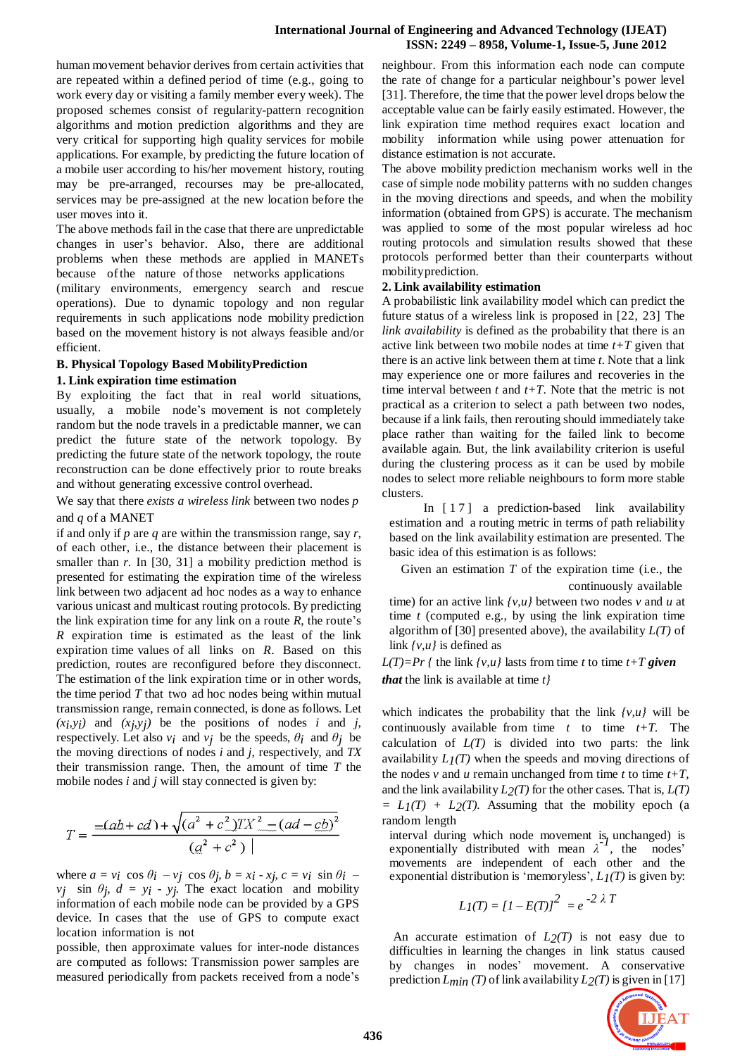human movement behavior derives from certain activities that are repeated within a defined period of time (e.g., going to work every day or visiting a family member every week). The proposed schemes consist of regularity-pattern recognition algorithms and motion prediction algorithms and they are very critical for supporting high quality services for mobile applications. For example, by predicting the future location of a mobile user according to his/her movement history, routing may be pre-arranged, recourses may be pre-allocated, services may be pre-assigned at the new location before the user moves into it.

The above methods fail in the case that there are unpredictable changes in user's behavior. Also, there are additional problems when these methods are applied in MANETs because of the nature of those networks applications (military environments, emergency search and rescue operations). Due to dynamic topology and non regular requirements in such applications node mobility prediction based on the movement history is not always feasible and/or efficient.

### B. Physical Topology Based MobilityPrediction

#### 1. Link expiration time estimation

By exploiting the fact that in real world situations, usually, a mobile node's movement is not completely random but the node travels in a predictable manner, we can predict the future state of the network topology. By predicting the future state of the network topology, the route reconstruction can be done effectively prior to route breaks and without generating excessive control overhead.

We say that there *exists a wireless link* between two nodes *p* and *q* of a MANET if and only if *p* are *q* are within the transmission range, say *r*, of each other, i.e., the distance between their placement is smaller than *r*. In [30, 31] a mobility prediction method is presented for estimating the expiration time of the wireless link between two adjacent ad hoc nodes as a way to enhance various unicast and multicast routing protocols. By predicting the link expiration time for any link on a route *R*, the route's *R* expiration time is estimated as the least of the link expiration time values of all links on *R*. Based on this prediction, routes are reconfigured before they disconnect. The estimation of the link expiration time or in other words, the time period *T* that two ad hoc nodes being within mutual transmission range, remain connected, is done as follows. Let $(x_i,y_i)$ and $(x_j,y_j)$ be the positions of nodes *i* and *j*, respectively. Let also $v_i$ and $v_j$ be the speeds, $\theta_i$ and $\theta_j$ be the moving directions of nodes *i* and *j*, respectively, and *TX* their transmission range. Then, the amount of time *T* the mobile nodes *i* and *j* will stay connected is given by:

$$T = \frac{-(ab+cd)+\sqrt{(a^2+c^2)TX^2-(ad-cb)^2}}{(a^2+c^2)}$$

where $a = v_i \cos\theta_i - v_j \cos\theta_j$, $b = x_i - x_j$, $c = v_i \sin\theta_i - v_j \sin\theta_j$, $d = y_i - y_j$. The exact location and mobility information of each mobile node can be provided by a GPS device. In cases that the use of GPS to compute exact location information is not possible, then approximate values for inter-node distances are computed as follows: Transmission power samples are measured periodically from packets received from a node's neighbour. From this information each node can compute the rate of change for a particular neighbour's power level [31]. Therefore, the time that the power level drops below the acceptable value can be fairly easily estimated. However, the link expiration time method requires exact location and mobility information while using power attenuation for distance estimation is not accurate.

The above mobility prediction mechanism works well in the case of simple node mobility patterns with no sudden changes in the moving directions and speeds, and when the mobility information (obtained from GPS) is accurate. The mechanism was applied to some of the most popular wireless ad hoc routing protocols and simulation results showed that these protocols performed better than their counterparts without mobilityprediction.

#### 2. Link availability estimation

A probabilistic link availability model which can predict the future status of a wireless link is proposed in [22, 23] The *link availability* is defined as the probability that there is an active link between two mobile nodes at time *t+T* given that there is an active link between them at time *t*. Note that a link may experience one or more failures and recoveries in the time interval between *t* and *t+T*. Note that the metric is not practical as a criterion to select a path between two nodes, because if a link fails, then rerouting should immediately take place rather than waiting for the failed link to become available again. But, the link availability criterion is useful during the clustering process as it can be used by mobile nodes to select more reliable neighbours to form more stable clusters.

In [17] a prediction-based link availability estimation and a routing metric in terms of path reliability based on the link availability estimation are presented. The basic idea of this estimation is as follows:

Given an estimation *T* of the expiration time (i.e., the continuously available time) for an active link *{v,u}* between two nodes *v* and *u* at time *t* (computed e.g., by using the link expiration time algorithm of [30] presented above), the availability *L(T)* of link *{v,u}* is defined as

*L(T)=Pr {* the link *{v,u}* lasts from time *t* to time *t+T* ***given that*** the link is available at time *t}*

which indicates the probability that the link *{v,u}* will be continuously available from time *t* to time *t+T*. The calculation of *L(T)* is divided into two parts: the link availability $L_1(T)$ when the speeds and moving directions of the nodes *v* and *u* remain unchanged from time *t* to time *t+T*, and the link availability $L_2(T)$ for the other cases. That is, $L(T) = L_1(T) + L_2(T)$. Assuming that the mobility epoch (a random length interval during which node movement is unchanged) is exponentially distributed with mean $\lambda^{-1}$, the nodes' movements are independent of each other and the exponential distribution is 'memoryless', $L_1(T)$ is given by:

$$L_1(T) = [1 - E(T)]^2 = e^{-2\lambda T}$$

An accurate estimation of $L_2(T)$ is not easy due to difficulties in learning the changes in link status caused by changes in nodes' movement. A conservative prediction $L_{min}(T)$ of link availability $L_2(T)$ is given in [17]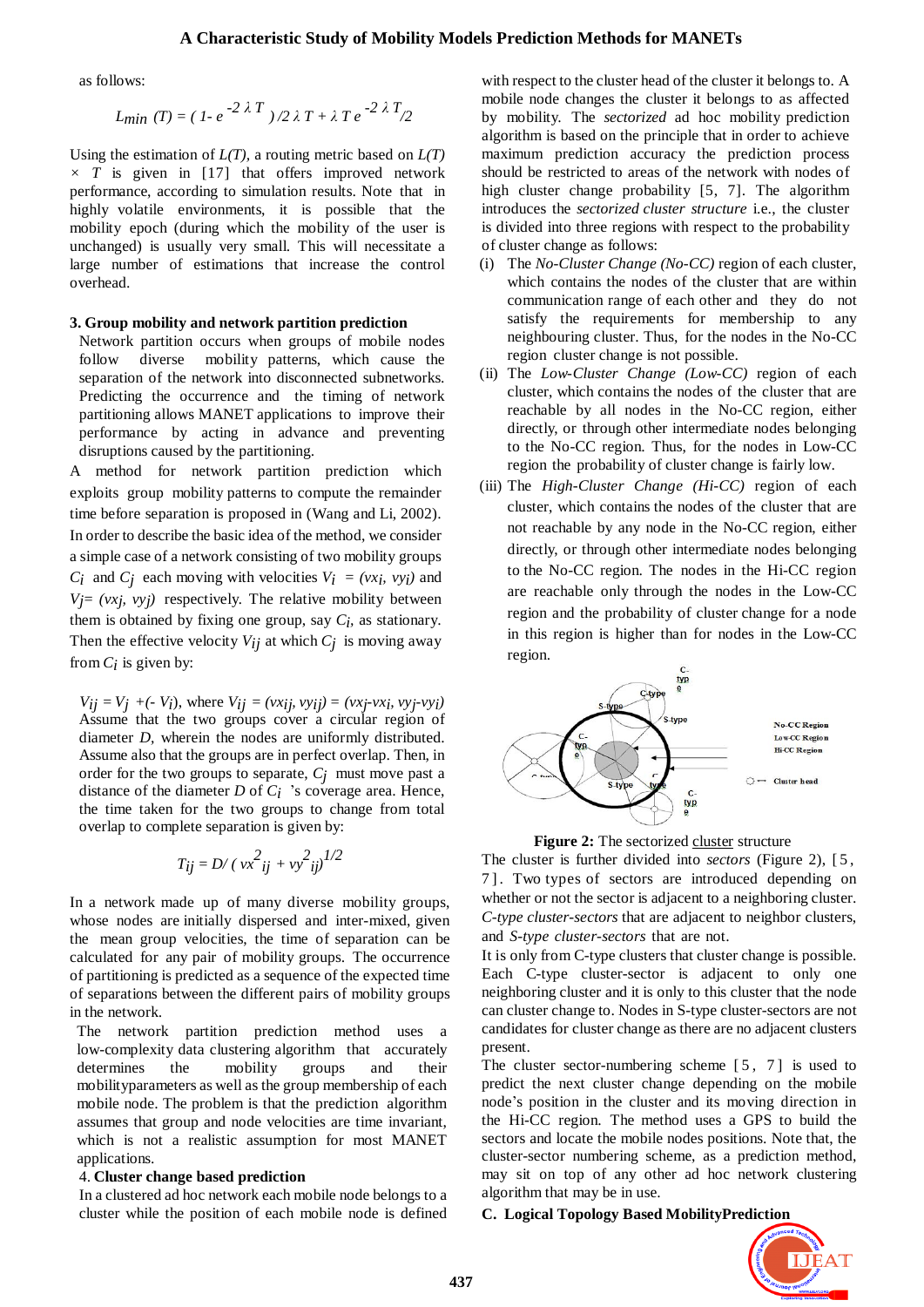as follows:

$$L_{min}(T) = (1- e^{-2\lambda T})/2\lambda T + \lambda T e^{-2\lambda T}/2$$

Using the estimation of $L(T)$, a routing metric based on $L(T) \times T$ is given in [17] that offers improved network performance, according to simulation results. Note that in highly volatile environments, it is possible that the mobility epoch (during which the mobility of the user is unchanged) is usually very small. This will necessitate a large number of estimations that increase the control overhead.

### 3. Group mobility and network partition prediction

Network partition occurs when groups of mobile nodes follow diverse mobility patterns, which cause the separation of the network into disconnected subnetworks. Predicting the occurrence and the timing of network partitioning allows MANET applications to improve their performance by acting in advance and preventing disruptions caused by the partitioning.

A method for network partition prediction which exploits group mobility patterns to compute the remainder time before separation is proposed in (Wang and Li, 2002). In order to describe the basic idea of the method, we consider a simple case of a network consisting of two mobility groups $C_i$ and $C_j$ each moving with velocities $V_i = (vx_i, vy_i)$ and $V_j = (vx_j, vy_j)$ respectively. The relative mobility between them is obtained by fixing one group, say $C_i$, as stationary. Then the effective velocity $V_{ij}$ at which $C_j$ is moving away from $C_i$ is given by:

$V_{ij} = V_j + (-V_i)$, where $V_{ij} = (vx_{ij}, vy_{ij}) = (vx_j - vx_i, vy_j - vy_i)$

Assume that the two groups cover a circular region of diameter $D$, wherein the nodes are uniformly distributed. Assume also that the groups are in perfect overlap. Then, in order for the two groups to separate, $C_j$ must move past a distance of the diameter $D$ of $C_i$ 's coverage area. Hence, the time taken for the two groups to change from total overlap to complete separation is given by:

$$T_{ij} = D / (vx^2_{ij} + vy^2_{ij})^{1/2}$$

In a network made up of many diverse mobility groups, whose nodes are initially dispersed and inter-mixed, given the mean group velocities, the time of separation can be calculated for any pair of mobility groups. The occurrence of partitioning is predicted as a sequence of the expected time of separations between the different pairs of mobility groups in the network.

The network partition prediction method uses a low-complexity data clustering algorithm that accurately determines the mobility groups and their mobilityparameters as well as the group membership of each mobile node. The problem is that the prediction algorithm assumes that group and node velocities are time invariant, which is not a realistic assumption for most MANET applications.

### 4. Cluster change based prediction

In a clustered ad hoc network each mobile node belongs to a cluster while the position of each mobile node is defined with respect to the cluster head of the cluster it belongs to. A mobile node changes the cluster it belongs to as affected by mobility. The *sectorized* ad hoc mobility prediction algorithm is based on the principle that in order to achieve maximum prediction accuracy the prediction process should be restricted to areas of the network with nodes of high cluster change probability [5, 7]. The algorithm introduces the *sectorized cluster structure* i.e., the cluster is divided into three regions with respect to the probability of cluster change as follows:

(i) The *No-Cluster Change (No-CC)* region of each cluster, which contains the nodes of the cluster that are within communication range of each other and they do not satisfy the requirements for membership to any neighbouring cluster. Thus, for the nodes in the No-CC region cluster change is not possible.

(ii) The *Low-Cluster Change (Low-CC)* region of each cluster, which contains the nodes of the cluster that are reachable by all nodes in the No-CC region, either directly, or through other intermediate nodes belonging to the No-CC region. Thus, for the nodes in Low-CC region the probability of cluster change is fairly low.

(iii) The *High-Cluster Change (Hi-CC)* region of each cluster, which contains the nodes of the cluster that are not reachable by any node in the No-CC region, either directly, or through other intermediate nodes belonging to the No-CC region. The nodes in the Hi-CC region are reachable only through the nodes in the Low-CC region and the probability of cluster change for a node in this region is higher than for nodes in the Low-CC region.

**Figure 2:** The sectorized cluster structure

The cluster is further divided into *sectors* (Figure 2), [5, 7]. Two types of sectors are introduced depending on whether or not the sector is adjacent to a neighboring cluster. *C-type cluster-sectors* that are adjacent to neighbor clusters, and *S-type cluster-sectors* that are not.

It is only from C-type clusters that cluster change is possible. Each C-type cluster-sector is adjacent to only one neighboring cluster and it is only to this cluster that the node can cluster change to. Nodes in S-type cluster-sectors are not candidates for cluster change as there are no adjacent clusters present.

The cluster sector-numbering scheme [5, 7] is used to predict the next cluster change depending on the mobile node's position in the cluster and its moving direction in the Hi-CC region. The method uses a GPS to build the sectors and locate the mobile nodes positions. Note that, the cluster-sector numbering scheme, as a prediction method, may sit on top of any other ad hoc network clustering algorithm that may be in use.

### C. Logical Topology Based MobilityPrediction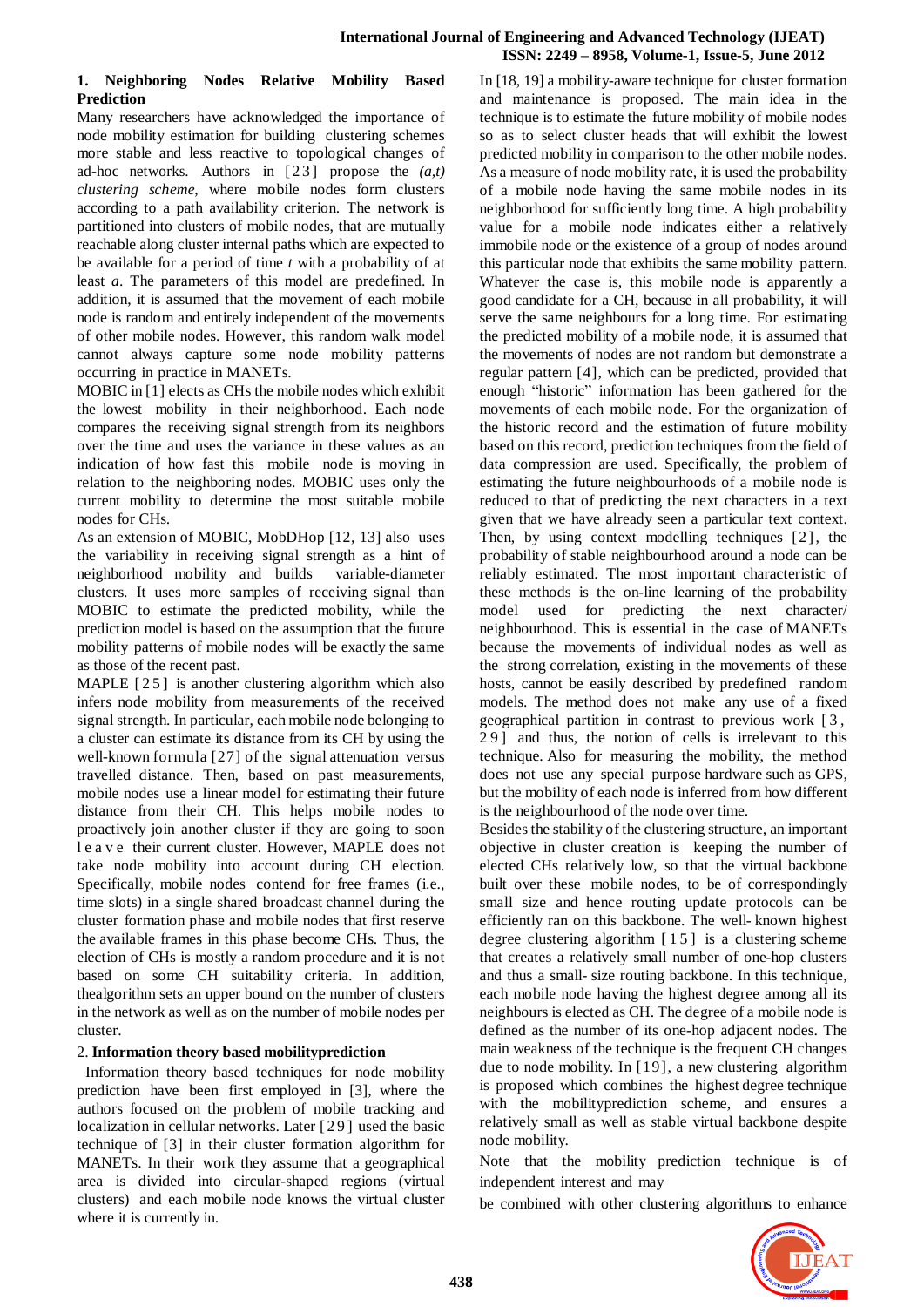**1. Neighboring Nodes Relative Mobility Based Prediction**

Many researchers have acknowledged the importance of node mobility estimation for building clustering schemes more stable and less reactive to topological changes of ad-hoc networks. Authors in [23] propose the *(a,t) clustering scheme*, where mobile nodes form clusters according to a path availability criterion. The network is partitioned into clusters of mobile nodes, that are mutually reachable along cluster internal paths which are expected to be available for a period of time *t* with a probability of at least *a*. The parameters of this model are predefined. In addition, it is assumed that the movement of each mobile node is random and entirely independent of the movements of other mobile nodes. However, this random walk model cannot always capture some node mobility patterns occurring in practice in MANETs.

MOBIC in [1] elects as CHs the mobile nodes which exhibit the lowest mobility in their neighborhood. Each node compares the receiving signal strength from its neighbors over the time and uses the variance in these values as an indication of how fast this mobile node is moving in relation to the neighboring nodes. MOBIC uses only the current mobility to determine the most suitable mobile nodes for CHs.

As an extension of MOBIC, MobDHop [12, 13] also uses the variability in receiving signal strength as a hint of neighborhood mobility and builds variable-diameter clusters. It uses more samples of receiving signal than MOBIC to estimate the predicted mobility, while the prediction model is based on the assumption that the future mobility patterns of mobile nodes will be exactly the same as those of the recent past.

MAPLE [25] is another clustering algorithm which also infers node mobility from measurements of the received signal strength. In particular, each mobile node belonging to a cluster can estimate its distance from its CH by using the well-known formula [27] of the signal attenuation versus travelled distance. Then, based on past measurements, mobile nodes use a linear model for estimating their future distance from their CH. This helps mobile nodes to proactively join another cluster if they are going to soon leave their current cluster. However, MAPLE does not take node mobility into account during CH election. Specifically, mobile nodes contend for free frames (i.e., time slots) in a single shared broadcast channel during the cluster formation phase and mobile nodes that first reserve the available frames in this phase become CHs. Thus, the election of CHs is mostly a random procedure and it is not based on some CH suitability criteria. In addition, thealgorithm sets an upper bound on the number of clusters in the network as well as on the number of mobile nodes per cluster.

2. **Information theory based mobilityprediction**

Information theory based techniques for node mobility prediction have been first employed in [3], where the authors focused on the problem of mobile tracking and localization in cellular networks. Later [29] used the basic technique of [3] in their cluster formation algorithm for MANETs. In their work they assume that a geographical area is divided into circular-shaped regions (virtual clusters) and each mobile node knows the virtual cluster where it is currently in.

In [18, 19] a mobility-aware technique for cluster formation and maintenance is proposed. The main idea in the technique is to estimate the future mobility of mobile nodes so as to select cluster heads that will exhibit the lowest predicted mobility in comparison to the other mobile nodes. As a measure of node mobility rate, it is used the probability of a mobile node having the same mobile nodes in its neighborhood for sufficiently long time. A high probability value for a mobile node indicates either a relatively immobile node or the existence of a group of nodes around this particular node that exhibits the same mobility pattern. Whatever the case is, this mobile node is apparently a good candidate for a CH, because in all probability, it will serve the same neighbours for a long time. For estimating the predicted mobility of a mobile node, it is assumed that the movements of nodes are not random but demonstrate a regular pattern [4], which can be predicted, provided that enough "historic" information has been gathered for the movements of each mobile node. For the organization of the historic record and the estimation of future mobility based on this record, prediction techniques from the field of data compression are used. Specifically, the problem of estimating the future neighbourhoods of a mobile node is reduced to that of predicting the next characters in a text given that we have already seen a particular text context. Then, by using context modelling techniques [2], the probability of stable neighbourhood around a node can be reliably estimated. The most important characteristic of these methods is the on-line learning of the probability model used for predicting the next character/ neighbourhood. This is essential in the case of MANETs because the movements of individual nodes as well as the strong correlation, existing in the movements of these hosts, cannot be easily described by predefined random models. The method does not make any use of a fixed geographical partition in contrast to previous work [3, 29] and thus, the notion of cells is irrelevant to this technique. Also for measuring the mobility, the method does not use any special purpose hardware such as GPS, but the mobility of each node is inferred from how different is the neighbourhood of the node over time.

Besides the stability of the clustering structure, an important objective in cluster creation is keeping the number of elected CHs relatively low, so that the virtual backbone built over these mobile nodes, to be of correspondingly small size and hence routing update protocols can be efficiently ran on this backbone. The well- known highest degree clustering algorithm [15] is a clustering scheme that creates a relatively small number of one-hop clusters and thus a small- size routing backbone. In this technique, each mobile node having the highest degree among all its neighbours is elected as CH. The degree of a mobile node is defined as the number of its one-hop adjacent nodes. The main weakness of the technique is the frequent CH changes due to node mobility. In [19], a new clustering algorithm is proposed which combines the highest degree technique with the mobilityprediction scheme, and ensures a relatively small as well as stable virtual backbone despite node mobility.

Note that the mobility prediction technique is of independent interest and may

be combined with other clustering algorithms to enhance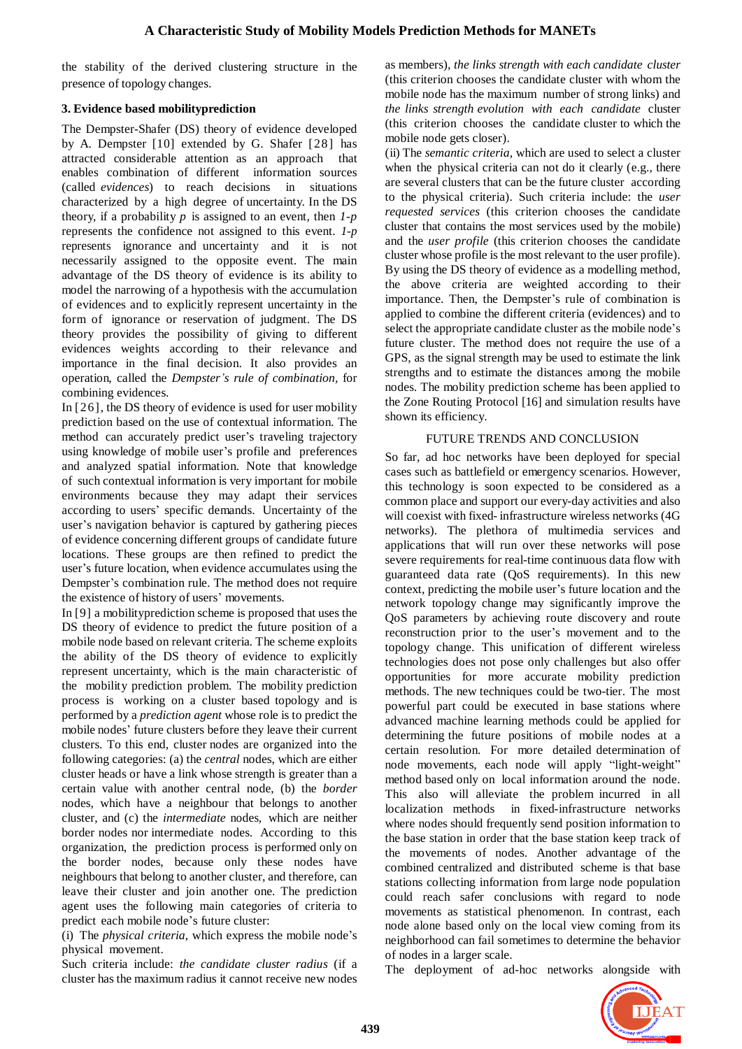the stability of the derived clustering structure in the presence of topology changes.

### 3. Evidence based mobilityprediction

The Dempster-Shafer (DS) theory of evidence developed by A. Dempster [10] extended by G. Shafer [28] has attracted considerable attention as an approach that enables combination of different information sources (called *evidences*) to reach decisions in situations characterized by a high degree of uncertainty. In the DS theory, if a probability *p* is assigned to an event, then *1-p* represents the confidence not assigned to this event. *1-p* represents ignorance and uncertainty and it is not necessarily assigned to the opposite event. The main advantage of the DS theory of evidence is its ability to model the narrowing of a hypothesis with the accumulation of evidences and to explicitly represent uncertainty in the form of ignorance or reservation of judgment. The DS theory provides the possibility of giving to different evidences weights according to their relevance and importance in the final decision. It also provides an operation, called the *Dempster's rule of combination*, for combining evidences.

In [26], the DS theory of evidence is used for user mobility prediction based on the use of contextual information. The method can accurately predict user's traveling trajectory using knowledge of mobile user's profile and preferences and analyzed spatial information. Note that knowledge of such contextual information is very important for mobile environments because they may adapt their services according to users' specific demands. Uncertainty of the user's navigation behavior is captured by gathering pieces of evidence concerning different groups of candidate future locations. These groups are then refined to predict the user's future location, when evidence accumulates using the Dempster's combination rule. The method does not require the existence of history of users' movements.

In [9] a mobilityprediction scheme is proposed that uses the DS theory of evidence to predict the future position of a mobile node based on relevant criteria. The scheme exploits the ability of the DS theory of evidence to explicitly represent uncertainty, which is the main characteristic of the mobility prediction problem. The mobility prediction process is working on a cluster based topology and is performed by a *prediction agent* whose role is to predict the mobile nodes' future clusters before they leave their current clusters. To this end, cluster nodes are organized into the following categories: (a) the *central* nodes, which are either cluster heads or have a link whose strength is greater than a certain value with another central node, (b) the *border* nodes, which have a neighbour that belongs to another cluster, and (c) the *intermediate* nodes, which are neither border nodes nor intermediate nodes. According to this organization, the prediction process is performed only on the border nodes, because only these nodes have neighbours that belong to another cluster, and therefore, can leave their cluster and join another one. The prediction agent uses the following main categories of criteria to predict each mobile node's future cluster:

(i) The *physical criteria*, which express the mobile node's physical movement.

Such criteria include: *the candidate cluster radius* (if a cluster has the maximum radius it cannot receive new nodes as members), *the links strength with each candidate cluster* (this criterion chooses the candidate cluster with whom the mobile node has the maximum number of strong links) and *the links strength evolution with each candidate* cluster (this criterion chooses the candidate cluster to which the mobile node gets closer).

(ii) The *semantic criteria*, which are used to select a cluster when the physical criteria can not do it clearly (e.g., there are several clusters that can be the future cluster according to the physical criteria). Such criteria include: the *user requested services* (this criterion chooses the candidate cluster that contains the most services used by the mobile) and the *user profile* (this criterion chooses the candidate cluster whose profile is the most relevant to the user profile). By using the DS theory of evidence as a modelling method, the above criteria are weighted according to their importance. Then, the Dempster's rule of combination is applied to combine the different criteria (evidences) and to select the appropriate candidate cluster as the mobile node's future cluster. The method does not require the use of a GPS, as the signal strength may be used to estimate the link strengths and to estimate the distances among the mobile nodes. The mobility prediction scheme has been applied to the Zone Routing Protocol [16] and simulation results have shown its efficiency.

## FUTURE TRENDS AND CONCLUSION

So far, ad hoc networks have been deployed for special cases such as battlefield or emergency scenarios. However, this technology is soon expected to be considered as a common place and support our every-day activities and also will coexist with fixed- infrastructure wireless networks (4G networks). The plethora of multimedia services and applications that will run over these networks will pose severe requirements for real-time continuous data flow with guaranteed data rate (QoS requirements). In this new context, predicting the mobile user's future location and the network topology change may significantly improve the QoS parameters by achieving route discovery and route reconstruction prior to the user's movement and to the topology change. This unification of different wireless technologies does not pose only challenges but also offer opportunities for more accurate mobility prediction methods. The new techniques could be two-tier. The most powerful part could be executed in base stations where advanced machine learning methods could be applied for determining the future positions of mobile nodes at a certain resolution. For more detailed determination of node movements, each node will apply "light-weight" method based only on local information around the node. This also will alleviate the problem incurred in all localization methods in fixed-infrastructure networks where nodes should frequently send position information to the base station in order that the base station keep track of the movements of nodes. Another advantage of the combined centralized and distributed scheme is that base stations collecting information from large node population could reach safer conclusions with regard to node movements as statistical phenomenon. In contrast, each node alone based only on the local view coming from its neighborhood can fail sometimes to determine the behavior of nodes in a larger scale.

The deployment of ad-hoc networks alongside with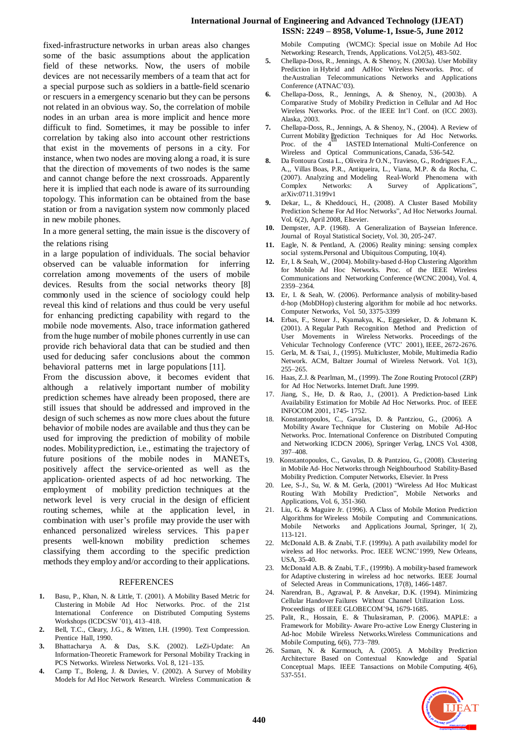fixed-infrastructure networks in urban areas also changes some of the basic assumptions about the application field of these networks. Now, the users of mobile devices are not necessarily members of a team that act for a special purpose such as soldiers in a battle-field scenario or rescuers in a emergency scenario but they can be persons not related in an obvious way. So, the correlation of mobile nodes in an urban area is more implicit and hence more difficult to find. Sometimes, it may be possible to infer correlation by taking also into account other restrictions that exist in the movements of persons in a city. For instance, when two nodes are moving along a road, it is sure that the direction of movements of two nodes is the same and cannot change before the next crossroads. Apparently here it is implied that each node is aware of its surrounding topology. This information can be obtained from the base station or from a navigation system now commonly placed in new mobile phones.

In a more general setting, the main issue is the discovery of the relations rising

in a large population of individuals. The social behavior observed can be valuable information for inferring correlation among movements of the users of mobile devices. Results from the social networks theory [8] commonly used in the science of sociology could help reveal this kind of relations and thus could be very useful for enhancing predicting capability with regard to the mobile node movements. Also, trace information gathered from the huge number of mobile phones currently in use can provide rich behavioral data that can be studied and then used for deducing safer conclusions about the common behavioral patterns met in large populations [11].

From the discussion above, it becomes evident that although a relatively important number of mobility prediction schemes have already been proposed, there are still issues that should be addressed and improved in the design of such schemes as now more clues about the future behavior of mobile nodes are available and thus they can be used for improving the prediction of mobility of mobile nodes. Mobilityprediction, i.e., estimating the trajectory of future positions of the mobile nodes in MANETs, positively affect the service-oriented as well as the application- oriented aspects of ad hoc networking. The employment of mobility prediction techniques at the network level is very crucial in the design of efficient routing schemes, while at the application level, in combination with user's profile may provide the user with enhanced personalized wireless services. This paper presents well-known mobility prediction schemes classifying them according to the specific prediction methods they employ and/or according to their applications.

## REFERENCES

1. Basu, P., Khan, N. & Little, T. (2001). A Mobility Based Metric for Clustering in Mobile Ad Hoc Networks. Proc. of the 21st International Conference on Distributed Computing Systems Workshops (ICDCSW '01), 413–418.
2. Bell, T.C., Cleary, J.G., & Witten, I.H. (1990). Text Compression. Prentice Hall, 1990.
3. Bhattacharya A. & Das, S.K. (2002). LeZi-Update: An Information-Theoretic Framework for Personal Mobility Tracking in PCS Networks. Wireless Networks. Vol. 8, 121–135.
4. Camp T., Boleng, J. & Davies, V. (2002). A Survey of Mobility Models for Ad Hoc Network Research. Wireless Communication & Mobile Computing (WCMC): Special issue on Mobile Ad Hoc Networking: Research, Trends, Applications. Vol.2(5), 483-502.
5. Chellapa-Doss, R., Jennings, A. & Shenoy, N. (2003a). User Mobility Prediction in Hybrid and AdHoc Wireless Networks. Proc. of theAustralian Telecommunications Networks and Applications Conference (ATNAC'03).
6. Chellapa-Doss, R., Jennings, A. & Shenoy, N., (2003b). A Comparative Study of Mobility Prediction in Cellular and Ad Hoc Wireless Networks. Proc. of the IEEE Int'l Conf. on (ICC 2003). Alaska, 2003.
7. Chellapa-Doss, R., Jennings, A. & Shenoy, N., (2004). A Review of Current Mobility Prediction Techniques for Ad Hoc Networks. Proc. of the 4th IASTED International Multi-Conference on Wireless and Optical Communications, Canada, 536-542.
8. Da Fontoura Costa L., Oliveira Jr O.N., Travieso, G., Rodrigues F.A.,, A.,, Villas Boas, P.R., Antiqueira, L., Viana, M.P. & da Rocha, C. (2007). Analyzing and Modeling Real-World Phenomena with Complex Networks: A Survey of Applications", arXiv:0711.3199v1
9. Dekar, L., & Kheddouci, H., (2008). A Cluster Based Mobility Prediction Scheme For Ad Hoc Networks", Ad Hoc Networks Journal. Vol. 6(2), April 2008, Elsevier.
10. Dempster, A.P. (1968). A Generalization of Bayseian Inference. Journal of Royal Statistical Society, Vol. 30, 205-247.
11. Eagle, N. & Pentland, A. (2006) Reality mining: sensing complex social systems.Personal and Ubiquitous Computing, 10(4).
12. Er, I. & Seah, W., (2004). Mobility-based d-Hop Clustering Algorithm for Mobile Ad Hoc Networks. Proc. of the IEEE Wireless Communications and Networking Conference (WCNC 2004), Vol. 4, 2359–2364.
13. Er, I. & Seah, W. (2006). Performance analysis of mobility-based d-hop (MobDHop) clustering algorithm for mobile ad hoc networks. Computer Networks, Vol. 50, 3375-3399
14. Erbas, F., Steuer J., Kyamakya, K., Eggesieker, D. & Jobmann K. (2001). A Regular Path Recognition Method and Prediction of User Movements in Wireless Networks. Proceedings of the Vehicular Technology Conference (VTC' 2001), IEEE, 2672-2676.
15. Gerla, M. & Tsai, J., (1995). Multicluster, Mobile, Multimedia Radio Network. ACM, Baltzer Journal of Wireless Network. Vol. 1(3), 255–265.
16. Haas, Z.J. & Pearlman, M., (1999). The Zone Routing Protocol (ZRP) for Ad Hoc Networks. Internet Draft. June 1999.
17. Jiang, S., He, D. & Rao, J., (2001). A Prediction-based Link Availability Estimation for Mobile Ad Hoc Networks. Proc. of IEEE INFOCOM 2001, 1745- 1752.
18. Konstantopoulos, C., Gavalas, D. & Pantziou, G., (2006). A Mobility Aware Technique for Clustering on Mobile Ad-Hoc Networks. Proc. International Conference on Distributed Computing and Networking ICDCN 2006), Springer Verlag, LNCS Vol. 4308, 397–408.
19. Konstantopoulos, C., Gavalas, D. & Pantziou, G., (2008). Clustering in Mobile Ad- Hoc Networks through Neighbourhood Stability-Based Mobility Prediction. Computer Networks, Elsevier. In Press
20. Lee, S-J., Su, W. & M. Gerla, (2001) "Wireless Ad Hoc Multicast Routing With Mobility Prediction", Mobile Networks and Applications, Vol. 6, 351-360.
21. Liu, G. & Maguire Jr. (1996). A Class of Mobile Motion Prediction Algorithms for Wireless Mobile Computing and Communications. Mobile Networks and Applications Journal, Springer, 1( 2), 113-121.
22. McDonald A.B. & Znabi, T.F. (1999a). A path availability model for wireless ad hoc networks. Proc. IEEE WCNC'1999, New Orleans, USA, 35-40.
23. McDonald A.B. & Znabi, T.F., (1999b). A mobility-based framework for Adaptive clustering in wireless ad hoc networks. IEEE Journal of Selected Areas in Communications, 17(8), 1466-1487.
24. Narendran, B., Agrawal, P. & Anvekar, D.K. (1994). Minimizing Cellular Handover Failures Without Channel Utilization Loss. Proceedings of IEEE GLOBECOM'94, 1679-1685.
25. Palit, R., Hossain, E. & Thulasiraman, P. (2006). MAPLE: a Framework for Mobility- Aware Pro-active Low Energy Clustering in Ad-hoc Mobile Wireless Networks.Wireless Communications and Mobile Computing, 6(6), 773–789.
26. Saman, N. & Karmouch, A. (2005). A Mobility Prediction Architecture Based on Contextual Knowledge and Spatial Conceptual Maps. IEEE Tansactions on Mobile Computing. 4(6), 537-551.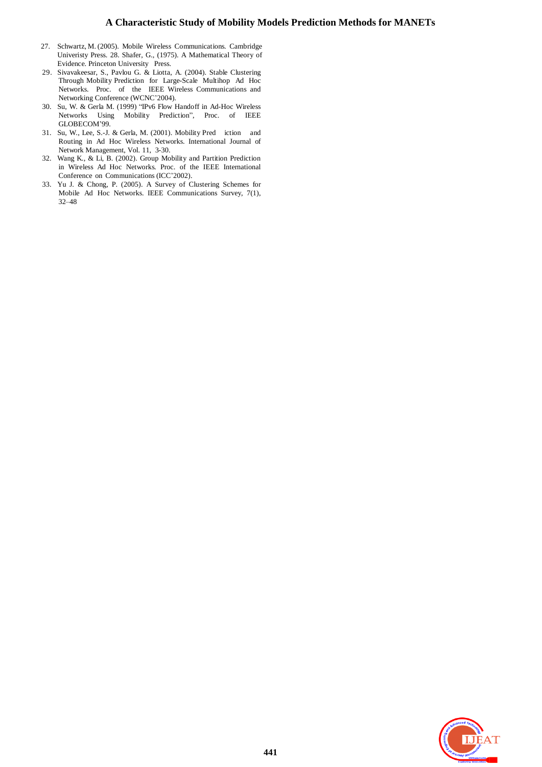27. Schwartz, M. (2005). Mobile Wireless Communications. Cambridge Univeristy Press. 28. Shafer, G., (1975). A Mathematical Theory of Evidence. Princeton University Press.
29. Sivavakeesar, S., Pavlou G. & Liotta, A. (2004). Stable Clustering Through Mobility Prediction for Large-Scale Multihop Ad Hoc Networks. Proc. of the IEEE Wireless Communications and Networking Conference (WCNC'2004).
30. Su, W. & Gerla M. (1999) "IPv6 Flow Handoff in Ad-Hoc Wireless Networks Using Mobility Prediction", Proc. of IEEE GLOBECOM'99.
31. Su, W., Lee, S.-J. & Gerla, M. (2001). Mobility Pred iction and Routing in Ad Hoc Wireless Networks. International Journal of Network Management, Vol. 11, 3-30.
32. Wang K., & Li, B. (2002). Group Mobility and Partition Prediction in Wireless Ad Hoc Networks. Proc. of the IEEE International Conference on Communications (ICC'2002).
33. Yu J. & Chong, P. (2005). A Survey of Clustering Schemes for Mobile Ad Hoc Networks. IEEE Communications Survey, 7(1), 32–48